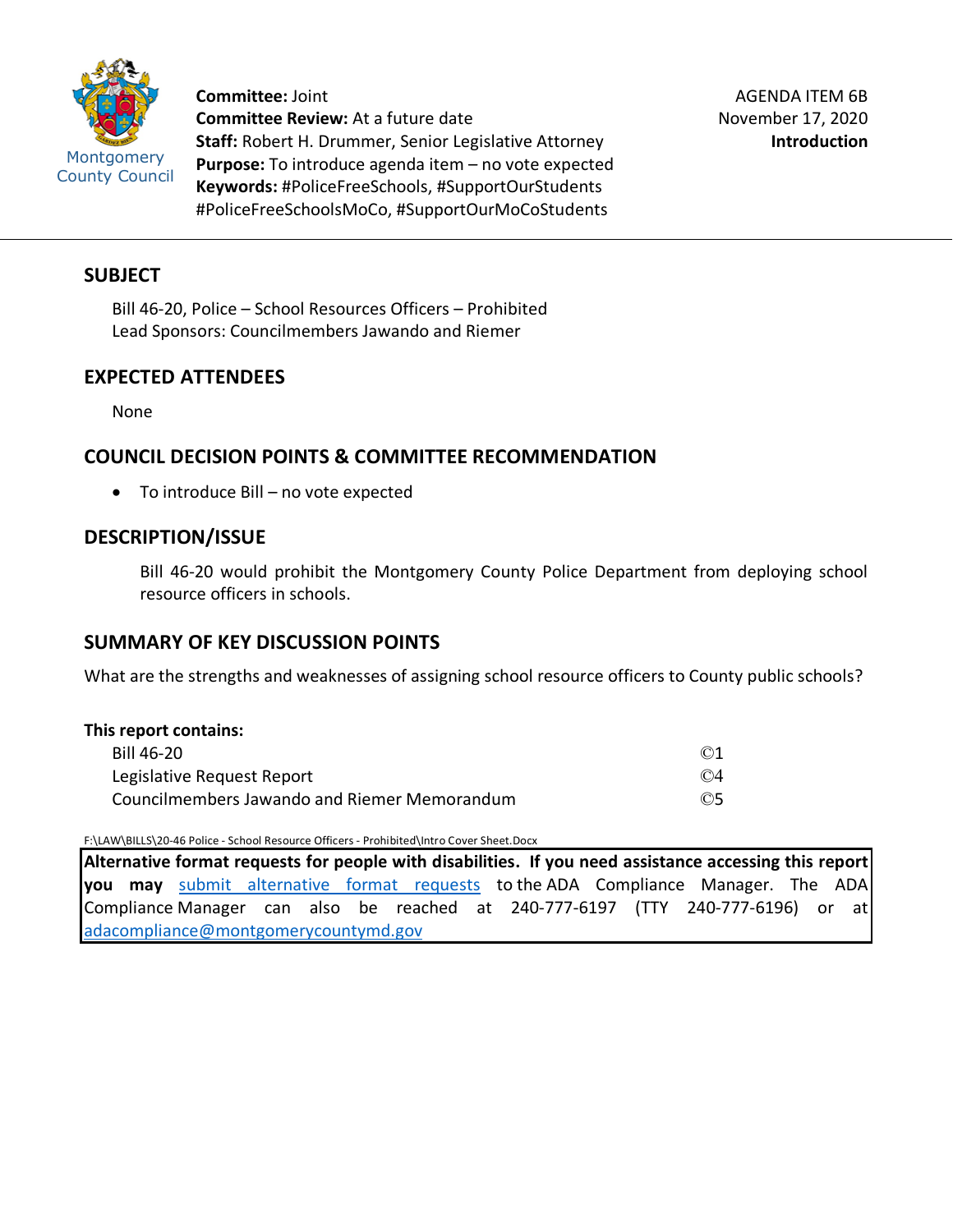Montgomery County Council

**Committee:** Joint
**Committee Review:** At a future date
**Staff:** Robert H. Drummer, Senior Legislative Attorney
**Purpose:** To introduce agenda item – no vote expected
**Keywords:** #PoliceFreeSchools, #SupportOurStudents #PoliceFreeSchoolsMoCo, #SupportOurMoCoStudents

AGENDA ITEM 6B
November 17, 2020
**Introduction**

## SUBJECT

Bill 46-20, Police – School Resources Officers – Prohibited
Lead Sponsors: Councilmembers Jawando and Riemer

## EXPECTED ATTENDEES

None

## COUNCIL DECISION POINTS & COMMITTEE RECOMMENDATION

- To introduce Bill – no vote expected

## DESCRIPTION/ISSUE

Bill 46-20 would prohibit the Montgomery County Police Department from deploying school resource officers in schools.

## SUMMARY OF KEY DISCUSSION POINTS

What are the strengths and weaknesses of assigning school resource officers to County public schools?

**This report contains:**

| | |
|---|---|
| Bill 46-20 | ©1 |
| Legislative Request Report | ©4 |
| Councilmembers Jawando and Riemer Memorandum | ©5 |

F:\LAW\BILLS\20-46 Police - School Resource Officers - Prohibited\Intro Cover Sheet.Docx

**Alternative format requests for people with disabilities. If you need assistance accessing this report you may** submit alternative format requests to the ADA Compliance Manager. The ADA Compliance Manager can also be reached at 240-777-6197 (TTY 240-777-6196) or at adacompliance@montgomerycountymd.gov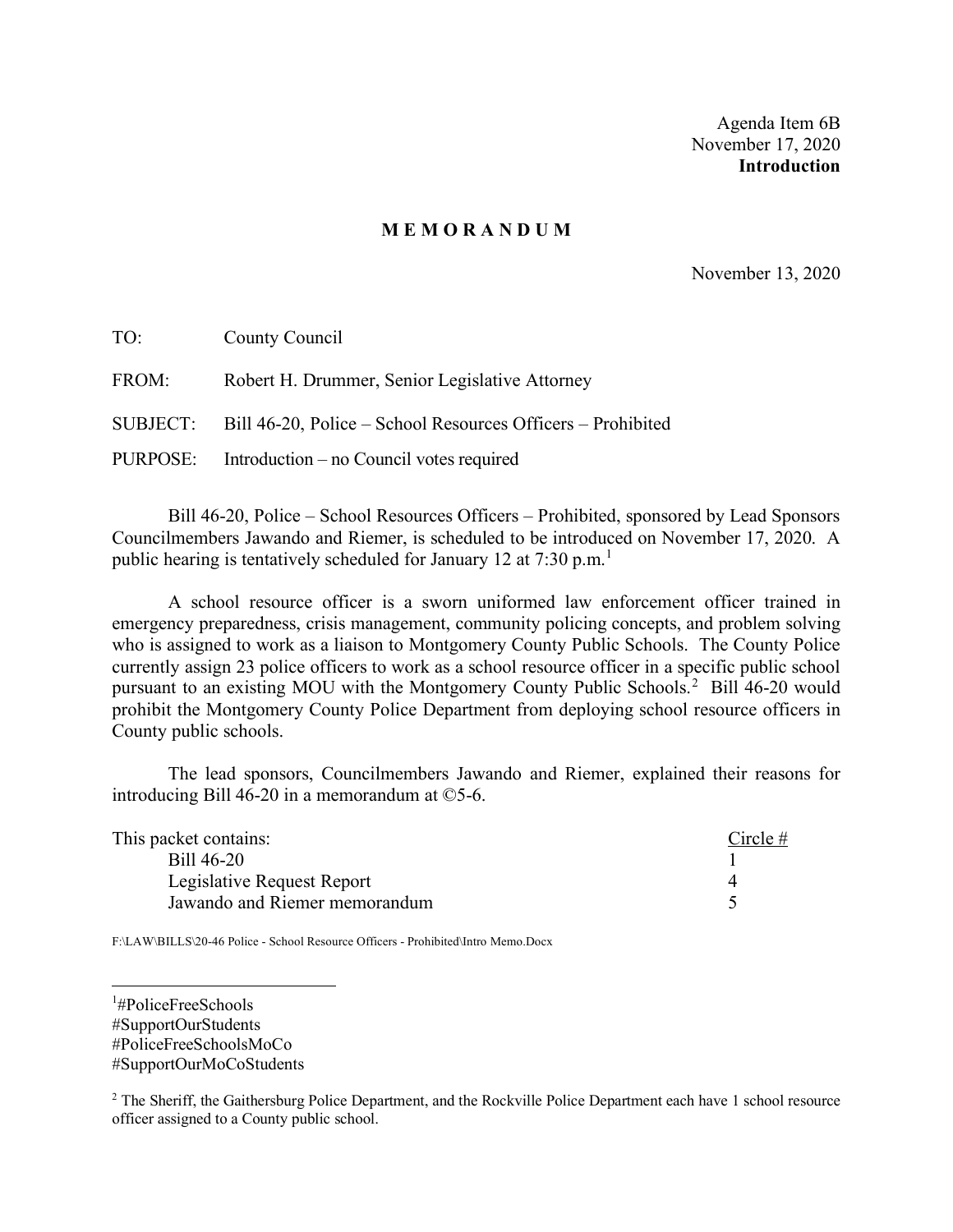Agenda Item 6B
November 17, 2020
**Introduction**

# M E M O R A N D U M

November 13, 2020

TO: County Council

FROM: Robert H. Drummer, Senior Legislative Attorney

SUBJECT: Bill 46-20, Police – School Resources Officers – Prohibited

PURPOSE: Introduction – no Council votes required

Bill 46-20, Police – School Resources Officers – Prohibited, sponsored by Lead Sponsors Councilmembers Jawando and Riemer, is scheduled to be introduced on November 17, 2020. A public hearing is tentatively scheduled for January 12 at 7:30 p.m.[1]

A school resource officer is a sworn uniformed law enforcement officer trained in emergency preparedness, crisis management, community policing concepts, and problem solving who is assigned to work as a liaison to Montgomery County Public Schools. The County Police currently assign 23 police officers to work as a school resource officer in a specific public school pursuant to an existing MOU with the Montgomery County Public Schools.[2] Bill 46-20 would prohibit the Montgomery County Police Department from deploying school resource officers in County public schools.

The lead sponsors, Councilmembers Jawando and Riemer, explained their reasons for introducing Bill 46-20 in a memorandum at ©5-6.

| This packet contains: | Circle # |
|---|---|
| Bill 46-20 | 1 |
| Legislative Request Report | 4 |
| Jawando and Riemer memorandum | 5 |

F:\LAW\BILLS\20-46 Police - School Resource Officers - Prohibited\Intro Memo.Docx

---

[1] #PoliceFreeSchools
#SupportOurStudents
#PoliceFreeSchoolsMoCo
#SupportOurMoCoStudents

[2] The Sheriff, the Gaithersburg Police Department, and the Rockville Police Department each have 1 school resource officer assigned to a County public school.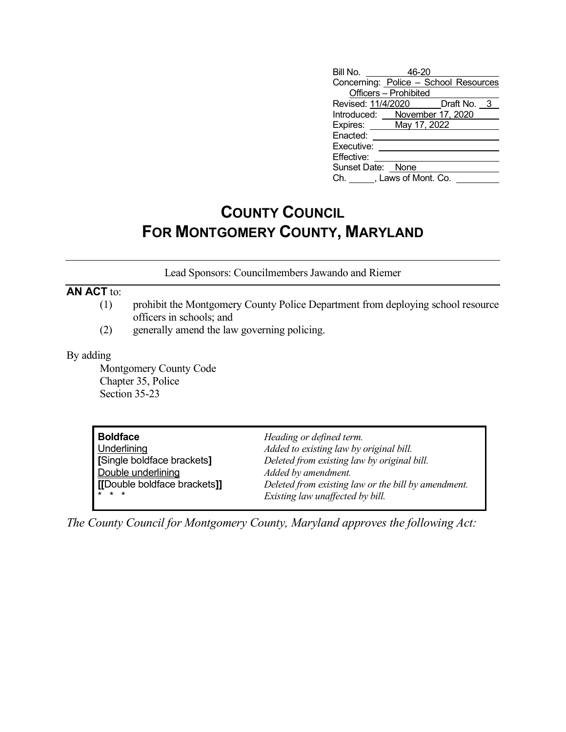| | |
|---|---|
| Bill No. | 46-20 |
| Concerning: | Police – School Resources Officers – Prohibited |
| Revised: 11/4/2020 | Draft No. 3 |
| Introduced: | November 17, 2020 |
| Expires: | May 17, 2022 |
| Enacted: | |
| Executive: | |
| Effective: | |
| Sunset Date: | None |
| Ch. ____, Laws of Mont. Co. | |

# COUNTY COUNCIL FOR MONTGOMERY COUNTY, MARYLAND

Lead Sponsors: Councilmembers Jawando and Riemer

**AN ACT** to:

(1) prohibit the Montgomery County Police Department from deploying school resource officers in schools; and

(2) generally amend the law governing policing.

By adding

Montgomery County Code
Chapter 35, Police
Section 35-23

| | |
|---|---|
| **Boldface** | *Heading or defined term.* |
| Underlining | *Added to existing law by original bill.* |
| **[**Single boldface brackets**]** | *Deleted from existing law by original bill.* |
| Double underlining | *Added by amendment.* |
| **[[**Double boldface brackets**]]** | *Deleted from existing law or the bill by amendment.* |
| * * * | *Existing law unaffected by bill.* |

*The County Council for Montgomery County, Maryland approves the following Act:*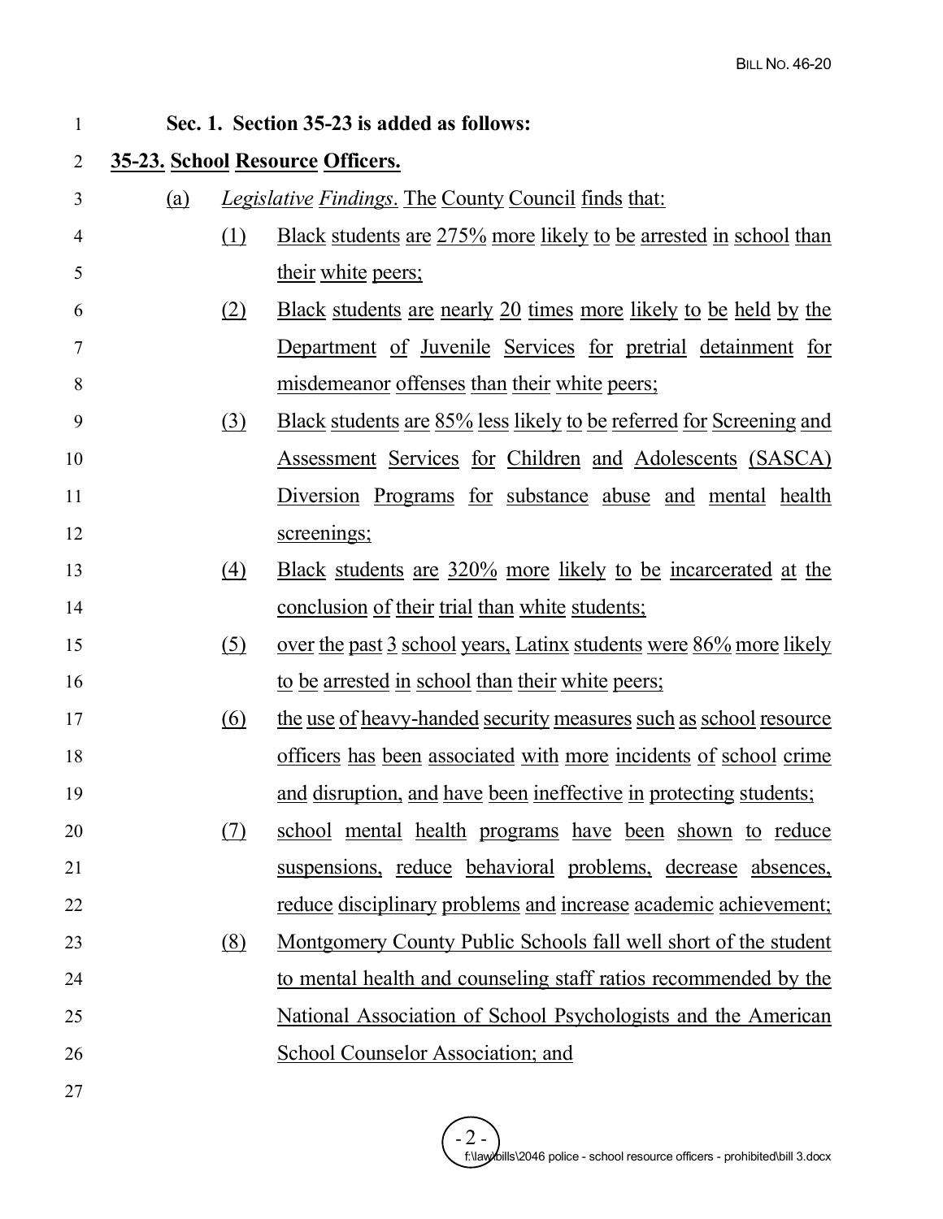**Sec. 1. Section 35-23 is added as follows:**

**35-23. School Resource Officers.**

(a) *Legislative Findings*. The County Council finds that:

(1) Black students are 275% more likely to be arrested in school than their white peers;

(2) Black students are nearly 20 times more likely to be held by the Department of Juvenile Services for pretrial detainment for misdemeanor offenses than their white peers;

(3) Black students are 85% less likely to be referred for Screening and Assessment Services for Children and Adolescents (SASCA) Diversion Programs for substance abuse and mental health screenings;

(4) Black students are 320% more likely to be incarcerated at the conclusion of their trial than white students;

(5) over the past 3 school years, Latinx students were 86% more likely to be arrested in school than their white peers;

(6) the use of heavy-handed security measures such as school resource officers has been associated with more incidents of school crime and disruption, and have been ineffective in protecting students;

(7) school mental health programs have been shown to reduce suspensions, reduce behavioral problems, decrease absences, reduce disciplinary problems and increase academic achievement;

(8) Montgomery County Public Schools fall well short of the student to mental health and counseling staff ratios recommended by the National Association of School Psychologists and the American School Counselor Association; and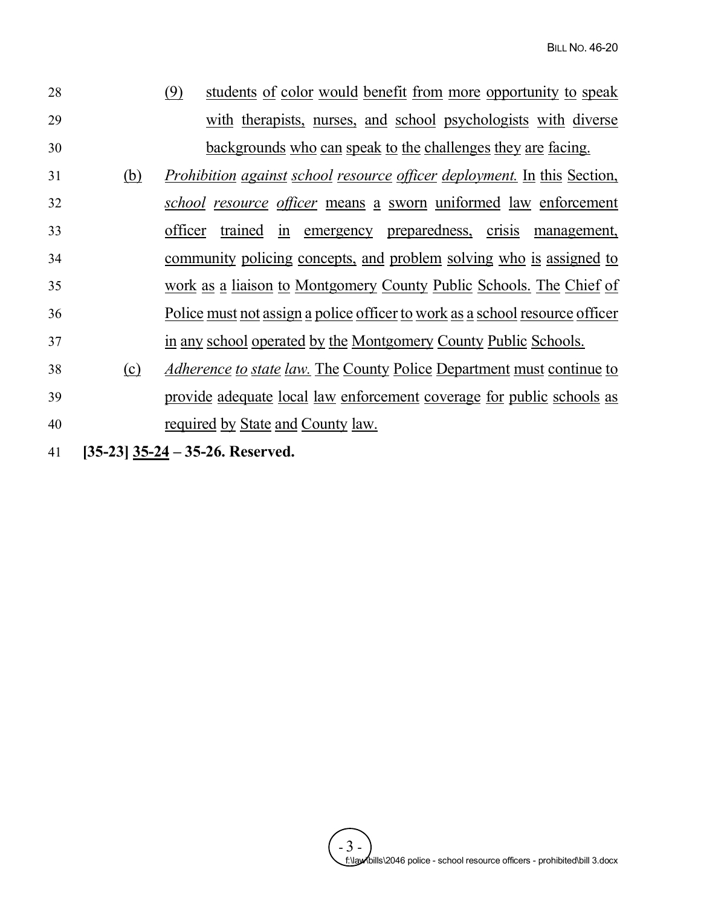28 (9) students of color would benefit from more opportunity to speak
29 with therapists, nurses, and school psychologists with diverse
30 backgrounds who can speak to the challenges they are facing.

31 (b) *Prohibition against school resource officer deployment.* In this Section,
32 *school resource officer* means a sworn uniformed law enforcement
33 officer trained in emergency preparedness, crisis management,
34 community policing concepts, and problem solving who is assigned to
35 work as a liaison to Montgomery County Public Schools. The Chief of
36 Police must not assign a police officer to work as a school resource officer
37 in any school operated by the Montgomery County Public Schools.

38 (c) *Adherence to state law.* The County Police Department must continue to
39 provide adequate local law enforcement coverage for public schools as
40 required by State and County law.

41 **[35-23] 35-24 – 35-26. Reserved.**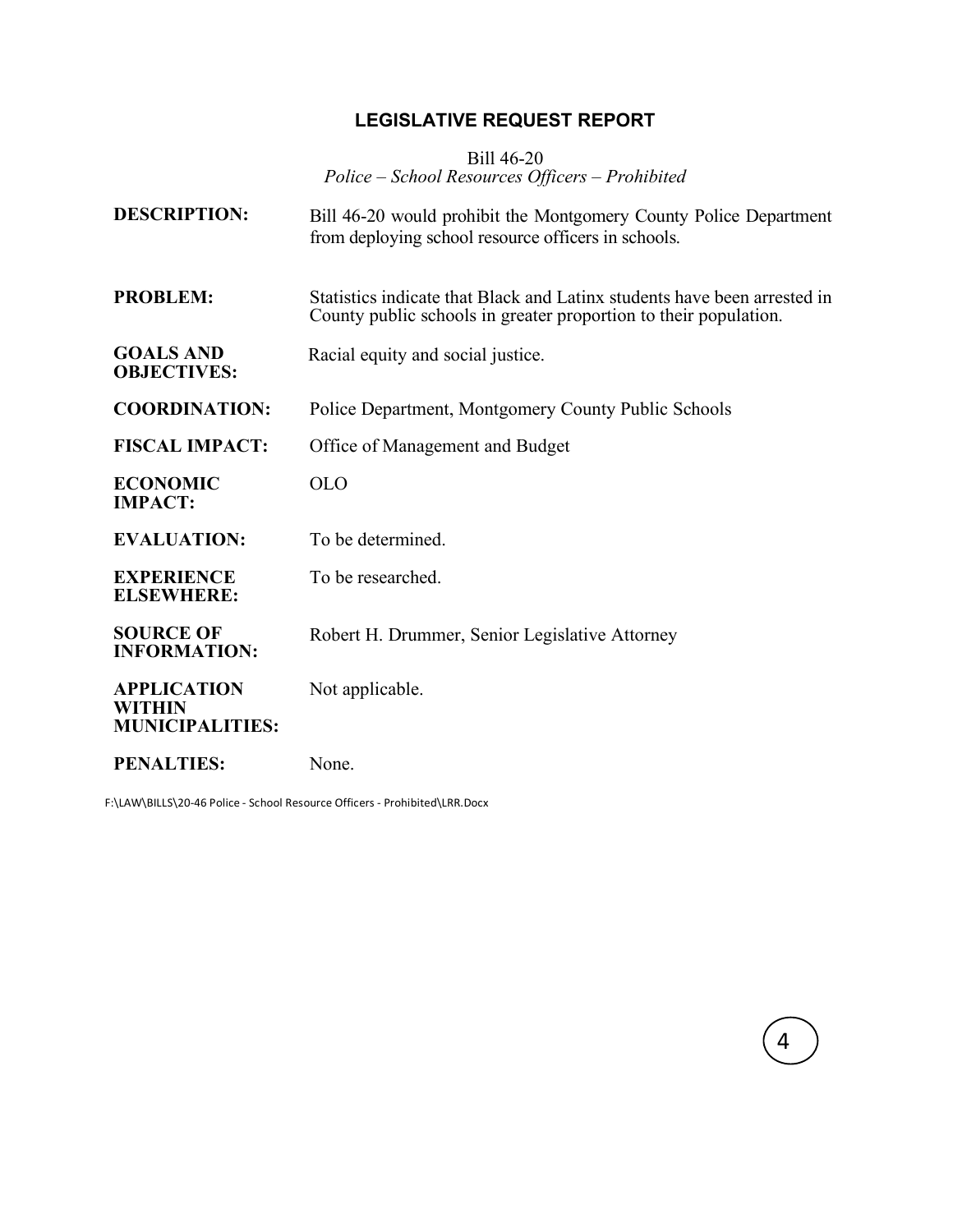# LEGISLATIVE REQUEST REPORT

Bill 46-20
*Police – School Resources Officers – Prohibited*

| | |
|---|---|
| **DESCRIPTION:** | Bill 46-20 would prohibit the Montgomery County Police Department from deploying school resource officers in schools. |
| **PROBLEM:** | Statistics indicate that Black and Latinx students have been arrested in County public schools in greater proportion to their population. |
| **GOALS AND OBJECTIVES:** | Racial equity and social justice. |
| **COORDINATION:** | Police Department, Montgomery County Public Schools |
| **FISCAL IMPACT:** | Office of Management and Budget |
| **ECONOMIC IMPACT:** | OLO |
| **EVALUATION:** | To be determined. |
| **EXPERIENCE ELSEWHERE:** | To be researched. |
| **SOURCE OF INFORMATION:** | Robert H. Drummer, Senior Legislative Attorney |
| **APPLICATION WITHIN MUNICIPALITIES:** | Not applicable. |
| **PENALTIES:** | None. |

F:\LAW\BILLS\20-46 Police - School Resource Officers - Prohibited\LRR.Docx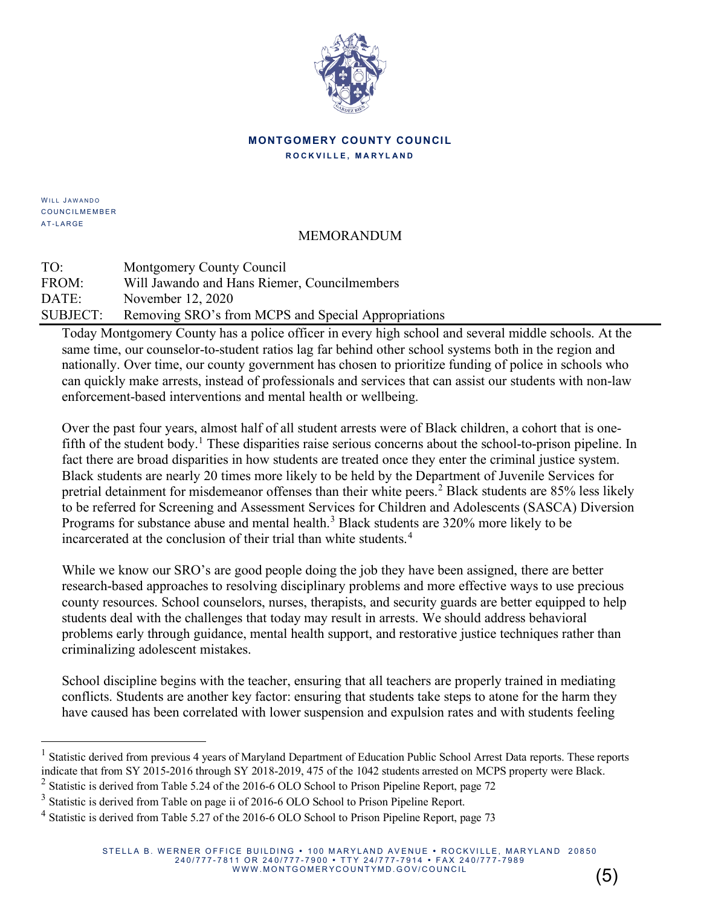**MONTGOMERY COUNTY COUNCIL**
ROCKVILLE, MARYLAND

WILL JAWANDO
COUNCILMEMBER
AT-LARGE

MEMORANDUM

TO: Montgomery County Council
FROM: Will Jawando and Hans Riemer, Councilmembers
DATE: November 12, 2020
SUBJECT: Removing SRO's from MCPS and Special Appropriations

Today Montgomery County has a police officer in every high school and several middle schools. At the same time, our counselor-to-student ratios lag far behind other school systems both in the region and nationally. Over time, our county government has chosen to prioritize funding of police in schools who can quickly make arrests, instead of professionals and services that can assist our students with non-law enforcement-based interventions and mental health or wellbeing.

Over the past four years, almost half of all student arrests were of Black children, a cohort that is one-fifth of the student body.[1] These disparities raise serious concerns about the school-to-prison pipeline. In fact there are broad disparities in how students are treated once they enter the criminal justice system. Black students are nearly 20 times more likely to be held by the Department of Juvenile Services for pretrial detainment for misdemeanor offenses than their white peers.[2] Black students are 85% less likely to be referred for Screening and Assessment Services for Children and Adolescents (SASCA) Diversion Programs for substance abuse and mental health.[3] Black students are 320% more likely to be incarcerated at the conclusion of their trial than white students.[4]

While we know our SRO's are good people doing the job they have been assigned, there are better research-based approaches to resolving disciplinary problems and more effective ways to use precious county resources. School counselors, nurses, therapists, and security guards are better equipped to help students deal with the challenges that today may result in arrests. We should address behavioral problems early through guidance, mental health support, and restorative justice techniques rather than criminalizing adolescent mistakes.

School discipline begins with the teacher, ensuring that all teachers are properly trained in mediating conflicts. Students are another key factor: ensuring that students take steps to atone for the harm they have caused has been correlated with lower suspension and expulsion rates and with students feeling

---

[1] Statistic derived from previous 4 years of Maryland Department of Education Public School Arrest Data reports. These reports indicate that from SY 2015-2016 through SY 2018-2019, 475 of the 1042 students arrested on MCPS property were Black.

[2] Statistic is derived from Table 5.24 of the 2016-6 OLO School to Prison Pipeline Report, page 72

[3] Statistic is derived from Table on page ii of 2016-6 OLO School to Prison Pipeline Report.

[4] Statistic is derived from Table 5.27 of the 2016-6 OLO School to Prison Pipeline Report, page 73

STELLA B. WERNER OFFICE BUILDING • 100 MARYLAND AVENUE • ROCKVILLE, MARYLAND 20850
240/777-7811 OR 240/777-7900 • TTY 24/777-7914 • FAX 240/777-7989
WWW.MONTGOMERYCOUNTYMD.GOV/COUNCIL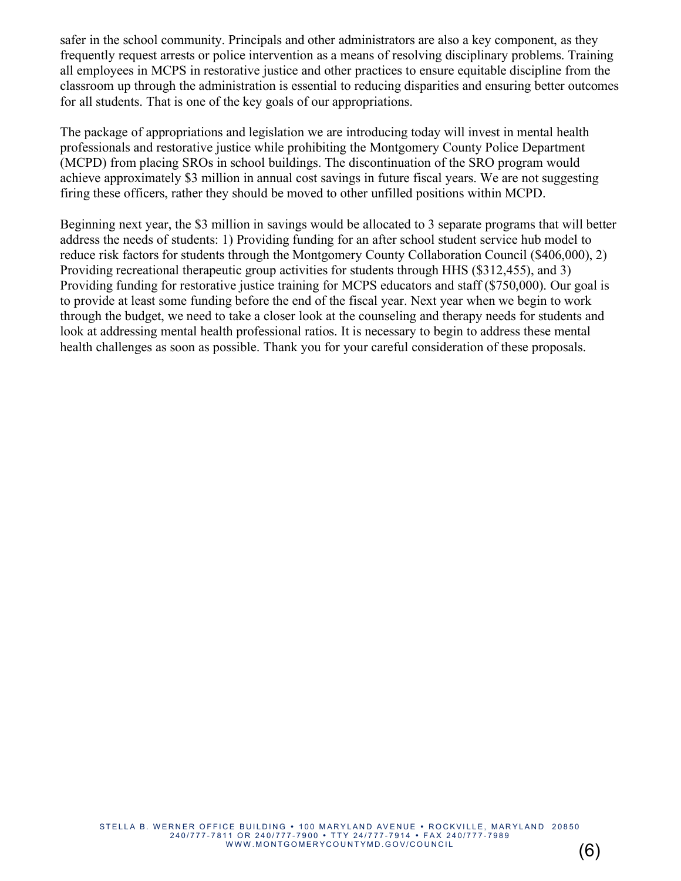safer in the school community. Principals and other administrators are also a key component, as they frequently request arrests or police intervention as a means of resolving disciplinary problems. Training all employees in MCPS in restorative justice and other practices to ensure equitable discipline from the classroom up through the administration is essential to reducing disparities and ensuring better outcomes for all students. That is one of the key goals of our appropriations.

The package of appropriations and legislation we are introducing today will invest in mental health professionals and restorative justice while prohibiting the Montgomery County Police Department (MCPD) from placing SROs in school buildings. The discontinuation of the SRO program would achieve approximately $3 million in annual cost savings in future fiscal years. We are not suggesting firing these officers, rather they should be moved to other unfilled positions within MCPD.

Beginning next year, the $3 million in savings would be allocated to 3 separate programs that will better address the needs of students: 1) Providing funding for an after school student service hub model to reduce risk factors for students through the Montgomery County Collaboration Council ($406,000), 2) Providing recreational therapeutic group activities for students through HHS ($312,455), and 3) Providing funding for restorative justice training for MCPS educators and staff ($750,000). Our goal is to provide at least some funding before the end of the fiscal year. Next year when we begin to work through the budget, we need to take a closer look at the counseling and therapy needs for students and look at addressing mental health professional ratios. It is necessary to begin to address these mental health challenges as soon as possible. Thank you for your careful consideration of these proposals.